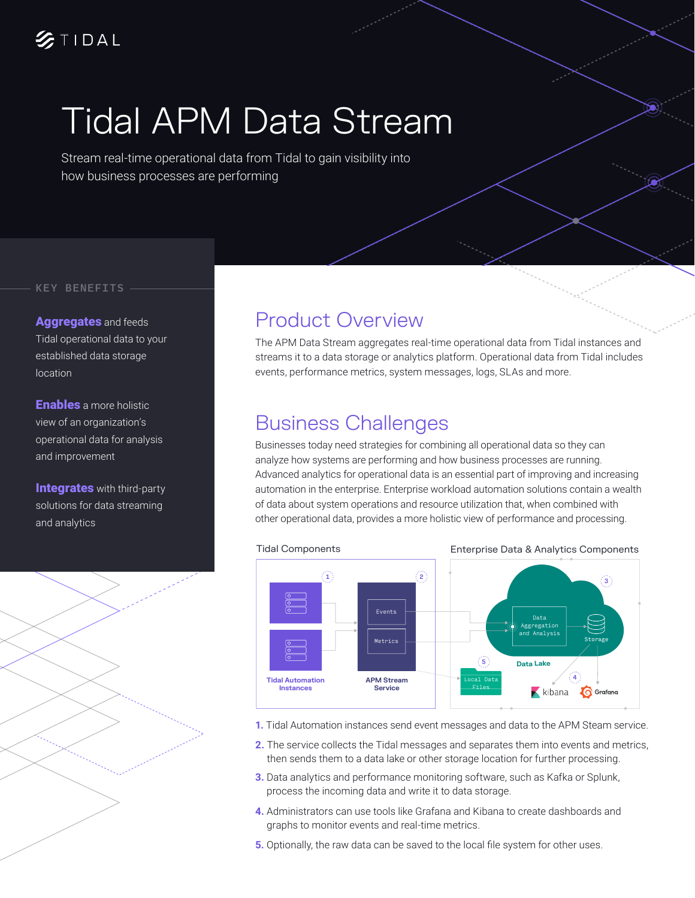TIDAL

# Tidal APM Data Stream

Stream real-time operational data from Tidal to gain visibility into how business processes are performing

## KEY BENEFITS

**Aggregates** and feeds Tidal operational data to your established data storage location

**Enables** a more holistic view of an organization's operational data for analysis and improvement

**Integrates** with third-party solutions for data streaming and analytics

## Product Overview

The APM Data Stream aggregates real-time operational data from Tidal instances and streams it to a data storage or analytics platform. Operational data from Tidal includes events, performance metrics, system messages, logs, SLAs and more.

## Business Challenges

Businesses today need strategies for combining all operational data so they can analyze how systems are performing and how business processes are running. Advanced analytics for operational data is an essential part of improving and increasing automation in the enterprise. Enterprise workload automation solutions contain a wealth of data about system operations and resource utilization that, when combined with other operational data, provides a more holistic view of performance and processing.

Tidal Components

Enterprise Data & Analytics Components

1. Tidal Automation instances send event messages and data to the APM Steam service.
2. The service collects the Tidal messages and separates them into events and metrics, then sends them to a data lake or other storage location for further processing.
3. Data analytics and performance monitoring software, such as Kafka or Splunk, process the incoming data and write it to data storage.
4. Administrators can use tools like Grafana and Kibana to create dashboards and graphs to monitor events and real-time metrics.
5. Optionally, the raw data can be saved to the local file system for other uses.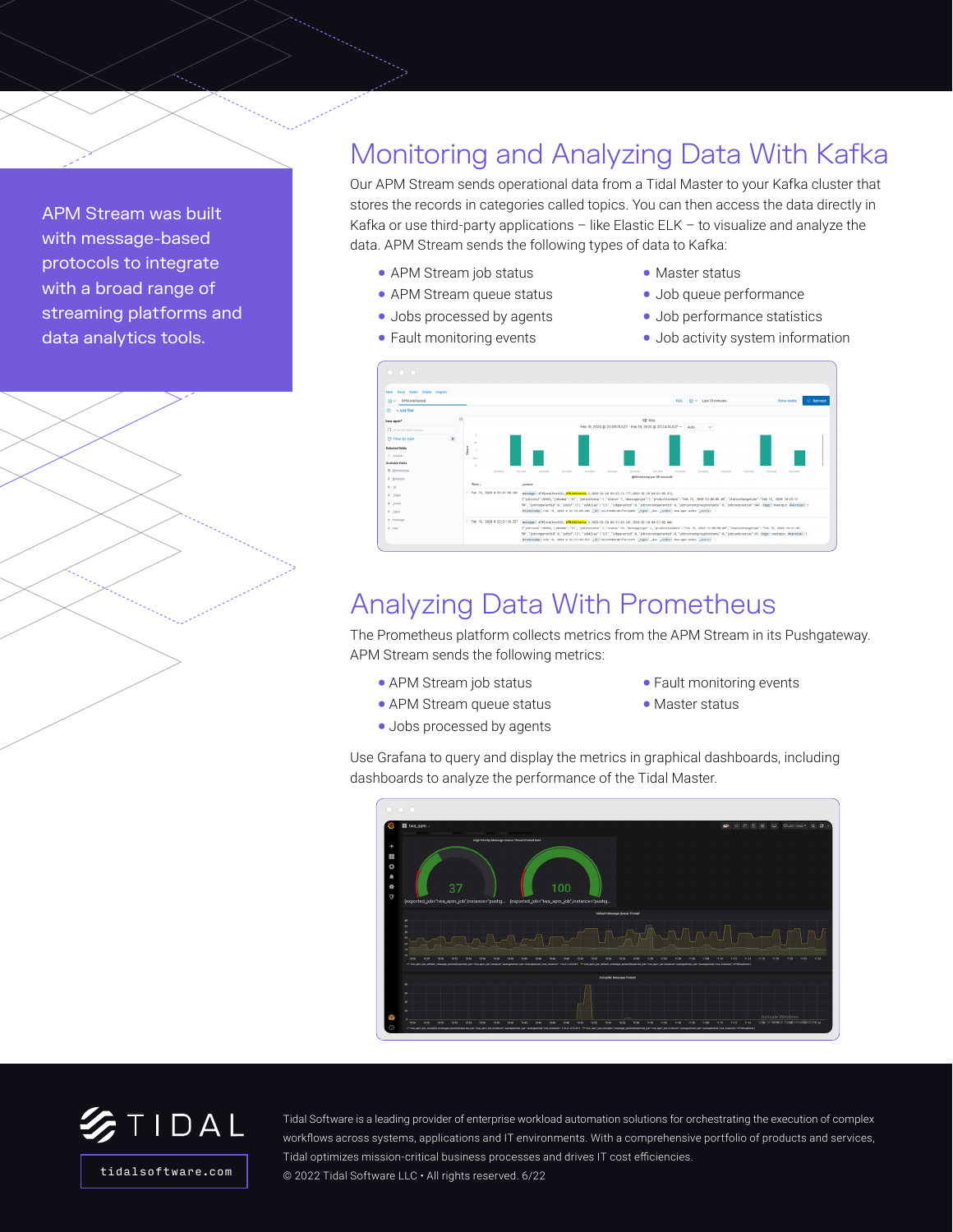APM Stream was built with message-based protocols to integrate with a broad range of streaming platforms and data analytics tools.

## Monitoring and Analyzing Data With Kafka

Our APM Stream sends operational data from a Tidal Master to your Kafka cluster that stores the records in categories called topics. You can then access the data directly in Kafka or use third-party applications – like Elastic ELK – to visualize and analyze the data. APM Stream sends the following types of data to Kafka:

- APM Stream job status
- APM Stream queue status
- Jobs processed by agents
- Fault monitoring events
- Master status
- Job queue performance
- Job performance statistics
- Job activity system information

## Analyzing Data With Prometheus

The Prometheus platform collects metrics from the APM Stream in its Pushgateway. APM Stream sends the following metrics:

- APM Stream job status
- APM Stream queue status
- Jobs processed by agents
- Fault monitoring events
- Master status

Use Grafana to query and display the metrics in graphical dashboards, including dashboards to analyze the performance of the Tidal Master.

TIDAL

tidalsoftware.com

Tidal Software is a leading provider of enterprise workload automation solutions for orchestrating the execution of complex workflows across systems, applications and IT environments. With a comprehensive portfolio of products and services, Tidal optimizes mission-critical business processes and drives IT cost efficiencies.

© 2022 Tidal Software LLC • All rights reserved. 6/22